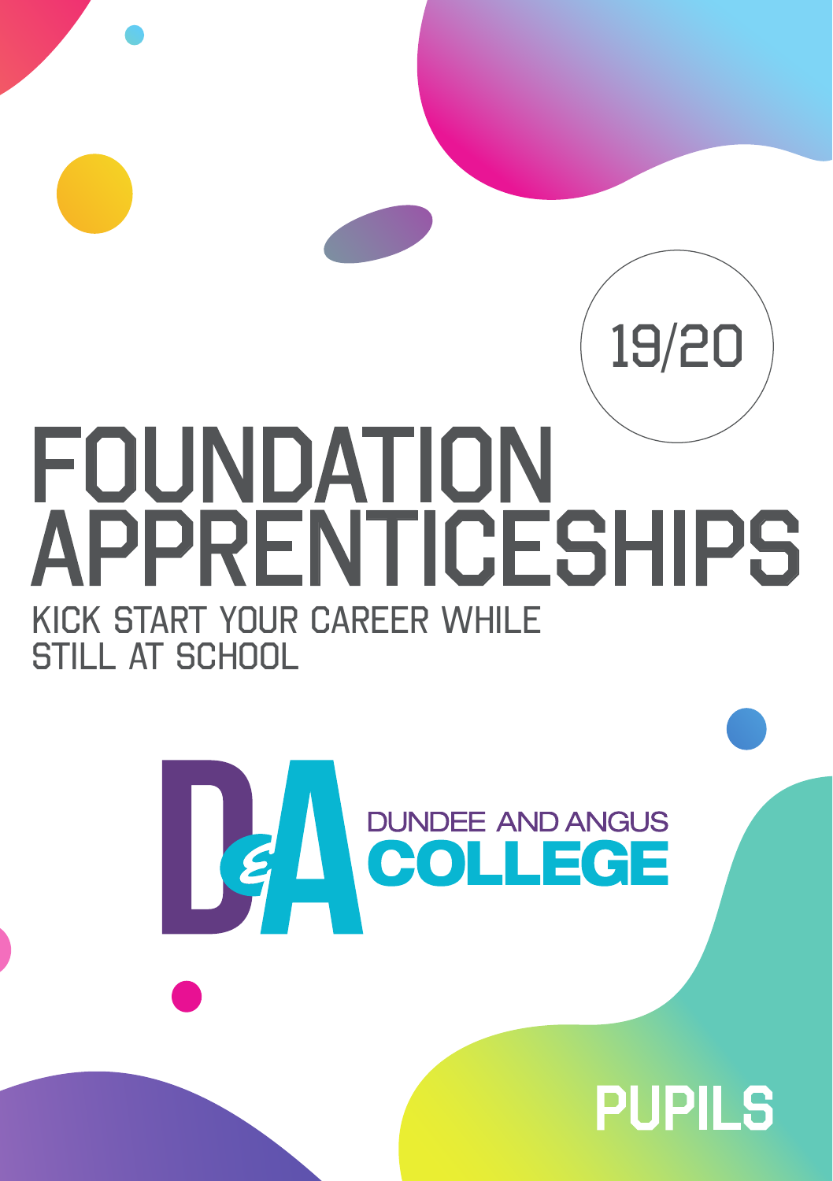19/20

# FOUNDATION APPRENTICESHIPS

## KICK START YOUR CAREER WHILE STILL AT SCHOOL

DUNDEE AND ANGUS COLLEGE

PUPILS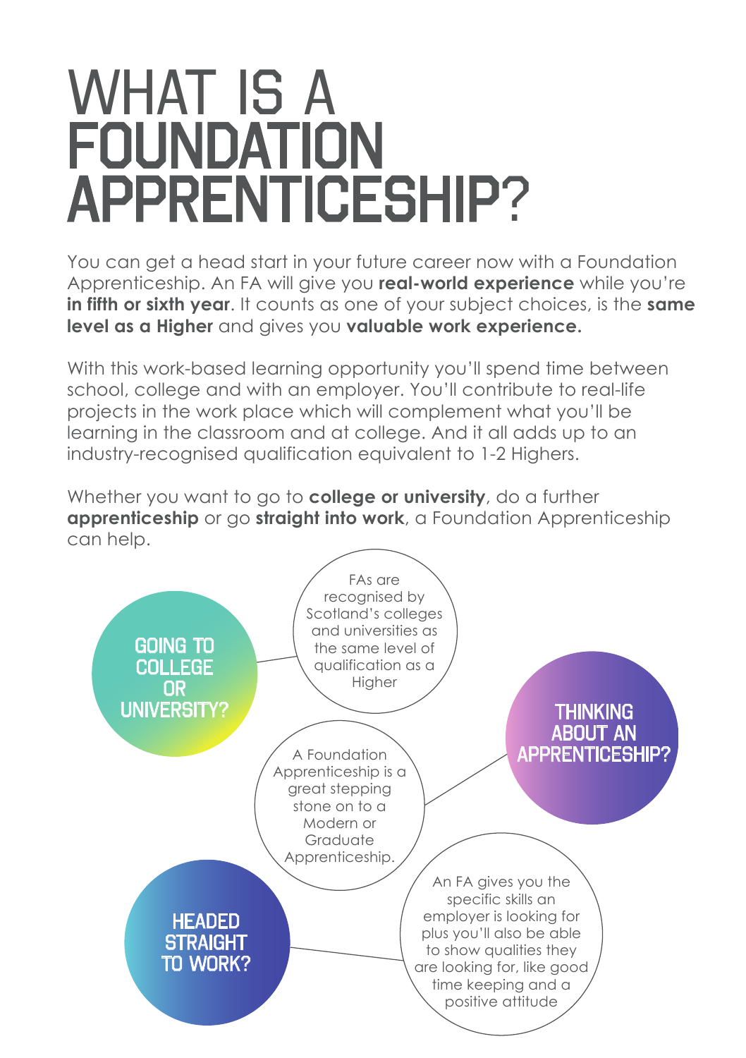# WHAT IS A FOUNDATION APPRENTICESHIP?

You can get a head start in your future career now with a Foundation Apprenticeship. An FA will give you **real-world experience** while you're **in fifth or sixth year**. It counts as one of your subject choices, is the **same level as a Higher** and gives you **valuable work experience.**

With this work-based learning opportunity you'll spend time between school, college and with an employer. You'll contribute to real-life projects in the work place which will complement what you'll be learning in the classroom and at college. And it all adds up to an industry-recognised qualification equivalent to 1-2 Highers.

Whether you want to go to **college or university**, do a further **apprenticeship** or go **straight into work**, a Foundation Apprenticeship can help.

### GOING TO COLLEGE OR UNIVERSITY?

FAs are recognised by Scotland's colleges and universities as the same level of qualification as a Higher

### THINKING ABOUT AN APPRENTICESHIP?

A Foundation Apprenticeship is a great stepping stone on to a Modern or Graduate Apprenticeship.

### HEADED STRAIGHT TO WORK?

An FA gives you the specific skills an employer is looking for plus you'll also be able to show qualities they are looking for, like good time keeping and a positive attitude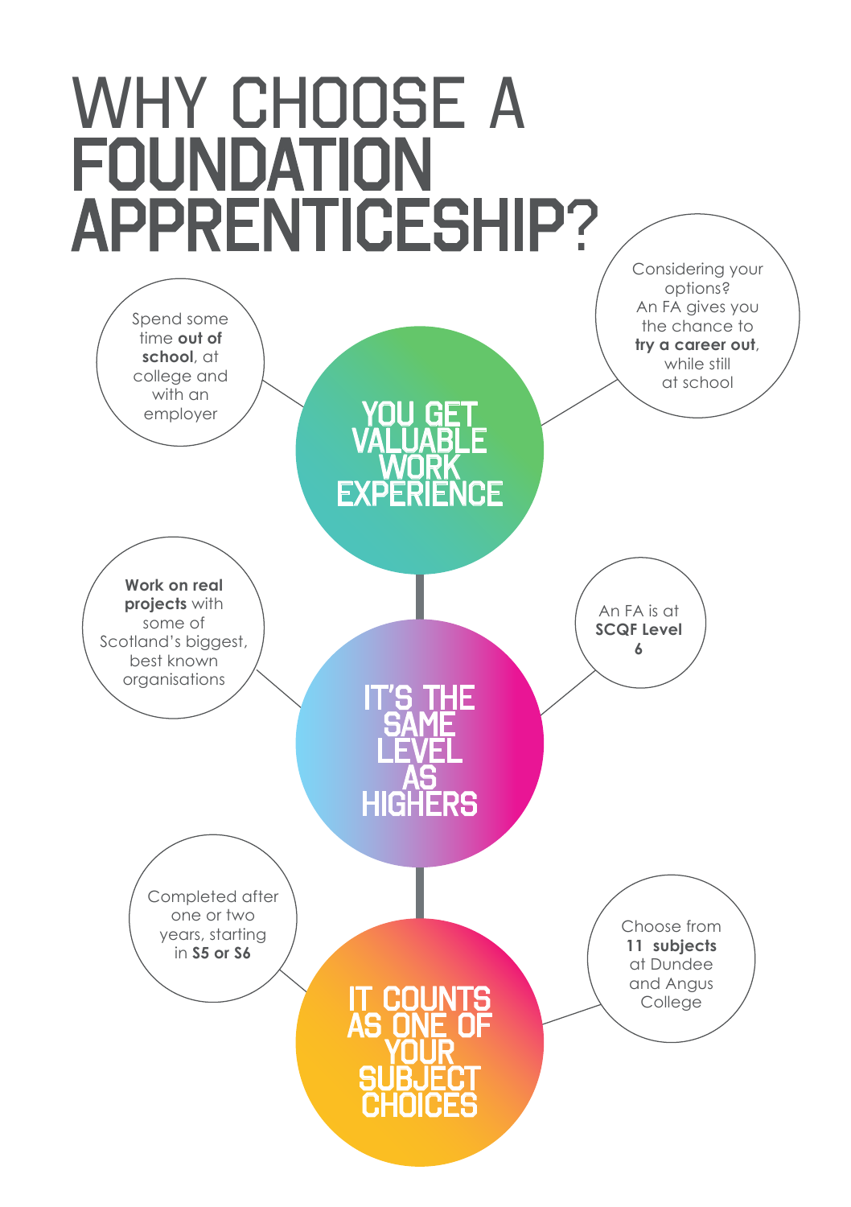# WHY CHOOSE A FOUNDATION APPRENTICESHIP?

## YOU GET VALUABLE WORK EXPERIENCE

Spend some time **out of school**, at college and with an employer

Considering your options? An FA gives you the chance to **try a career out**, while still at school

## IT'S THE SAME LEVEL AS HIGHERS

**Work on real projects** with some of Scotland's biggest, best known organisations

An FA is at **SCQF Level 6**

## IT COUNTS AS ONE OF YOUR SUBJECT CHOICES

Completed after one or two years, starting in **S5 or S6**

Choose from **11 subjects** at Dundee and Angus College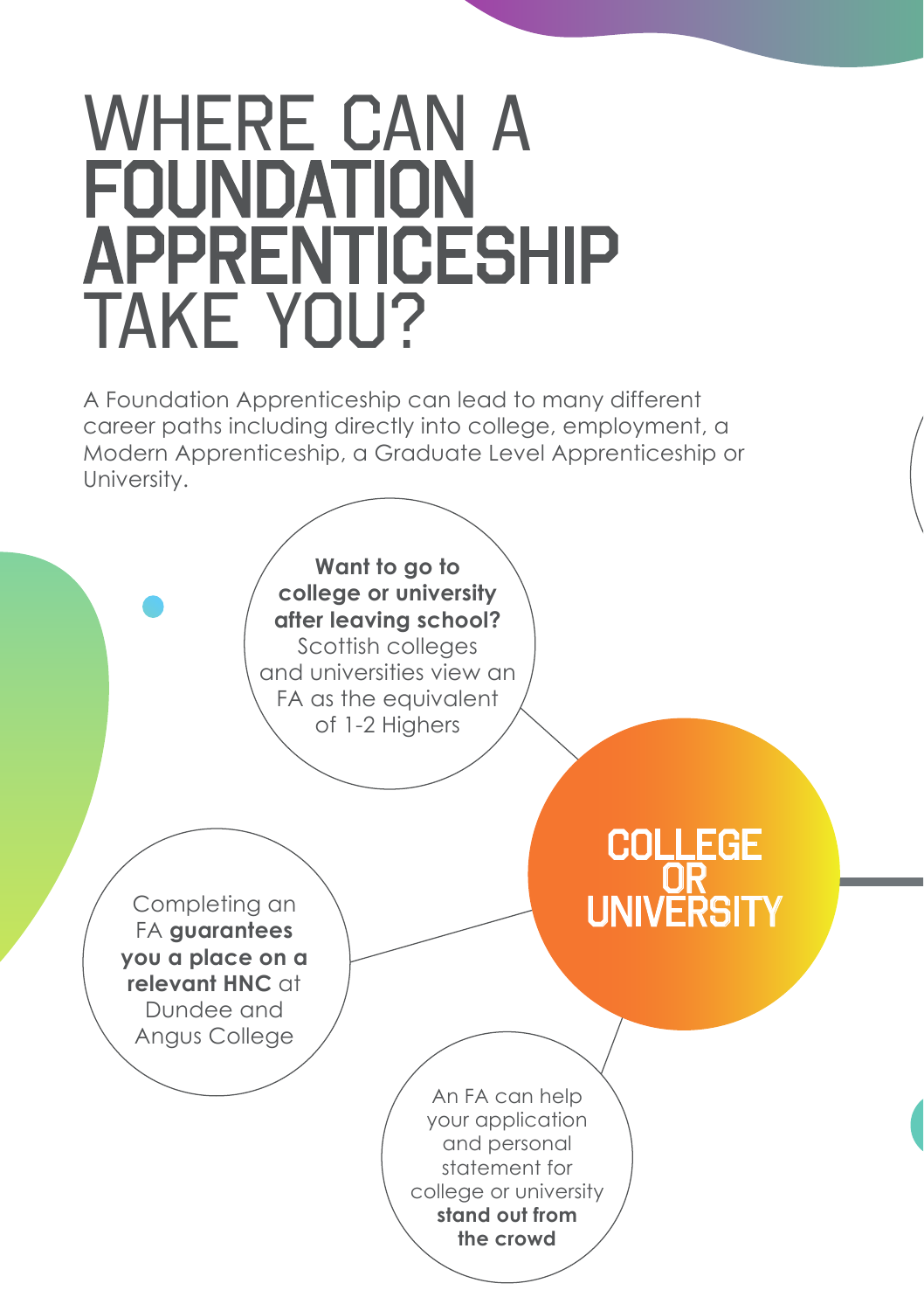# WHERE CAN A FOUNDATION APPRENTICESHIP TAKE YOU?

A Foundation Apprenticeship can lead to many different career paths including directly into college, employment, a Modern Apprenticeship, a Graduate Level Apprenticeship or University.

## COLLEGE OR UNIVERSITY

**Want to go to college or university after leaving school?** Scottish colleges and universities view an FA as the equivalent of 1-2 Highers

Completing an FA **guarantees you a place on a relevant HNC** at Dundee and Angus College

An FA can help your application and personal statement for college or university **stand out from the crowd**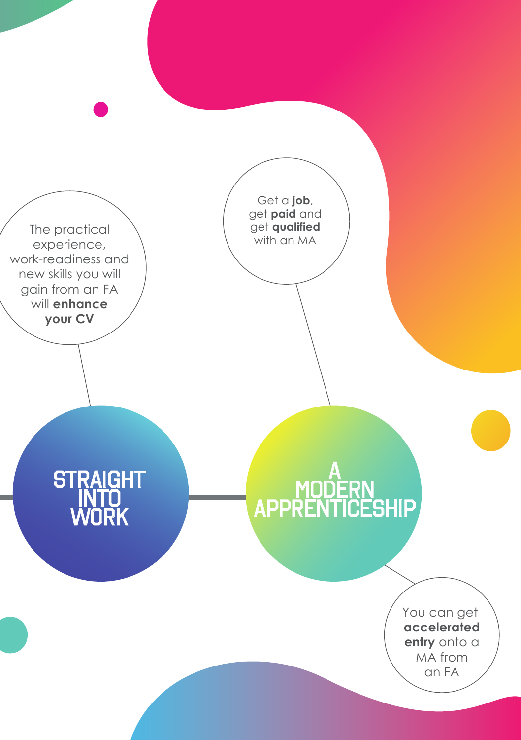## STRAIGHT INTO WORK

The practical experience, work-readiness and new skills you will gain from an FA will **enhance your CV**

## A MODERN APPRENTICESHIP

Get a **job**, get **paid** and get **qualified** with an MA

You can get **accelerated entry** onto a MA from an FA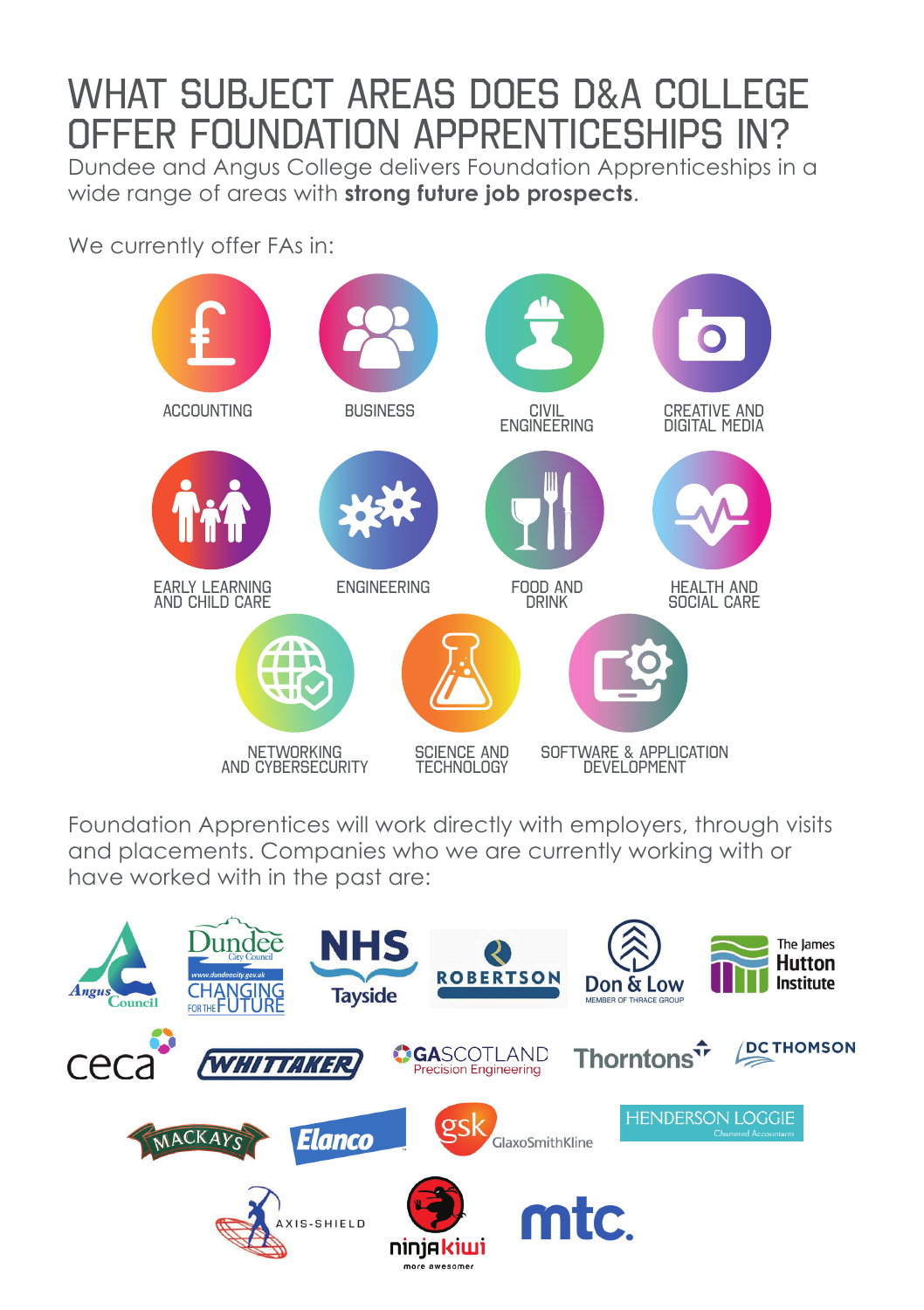# WHAT SUBJECT AREAS DOES D&A COLLEGE OFFER FOUNDATION APPRENTICESHIPS IN?

Dundee and Angus College delivers Foundation Apprenticeships in a wide range of areas with **strong future job prospects**.

We currently offer FAs in:

- ACCOUNTING
- BUSINESS
- CIVIL ENGINEERING
- CREATIVE AND DIGITAL MEDIA
- EARLY LEARNING AND CHILD CARE
- ENGINEERING
- FOOD AND DRINK
- HEALTH AND SOCIAL CARE
- NETWORKING AND CYBERSECURITY
- SCIENCE AND TECHNOLOGY
- SOFTWARE & APPLICATION DEVELOPMENT

Foundation Apprentices will work directly with employers, through visits and placements. Companies who we are currently working with or have worked with in the past are:

- Angus Council
- Dundee City Council
- NHS Tayside
- Robertson
- Don & Low
- The James Hutton Institute
- ceca
- Whittaker
- Gascotland Precision Engineering
- Thorntons
- DC Thomson
- Mackays
- Elanco
- GlaxoSmithKline
- Henderson Loggie Chartered Accountants
- Axis-Shield
- ninjakiwi
- mtc.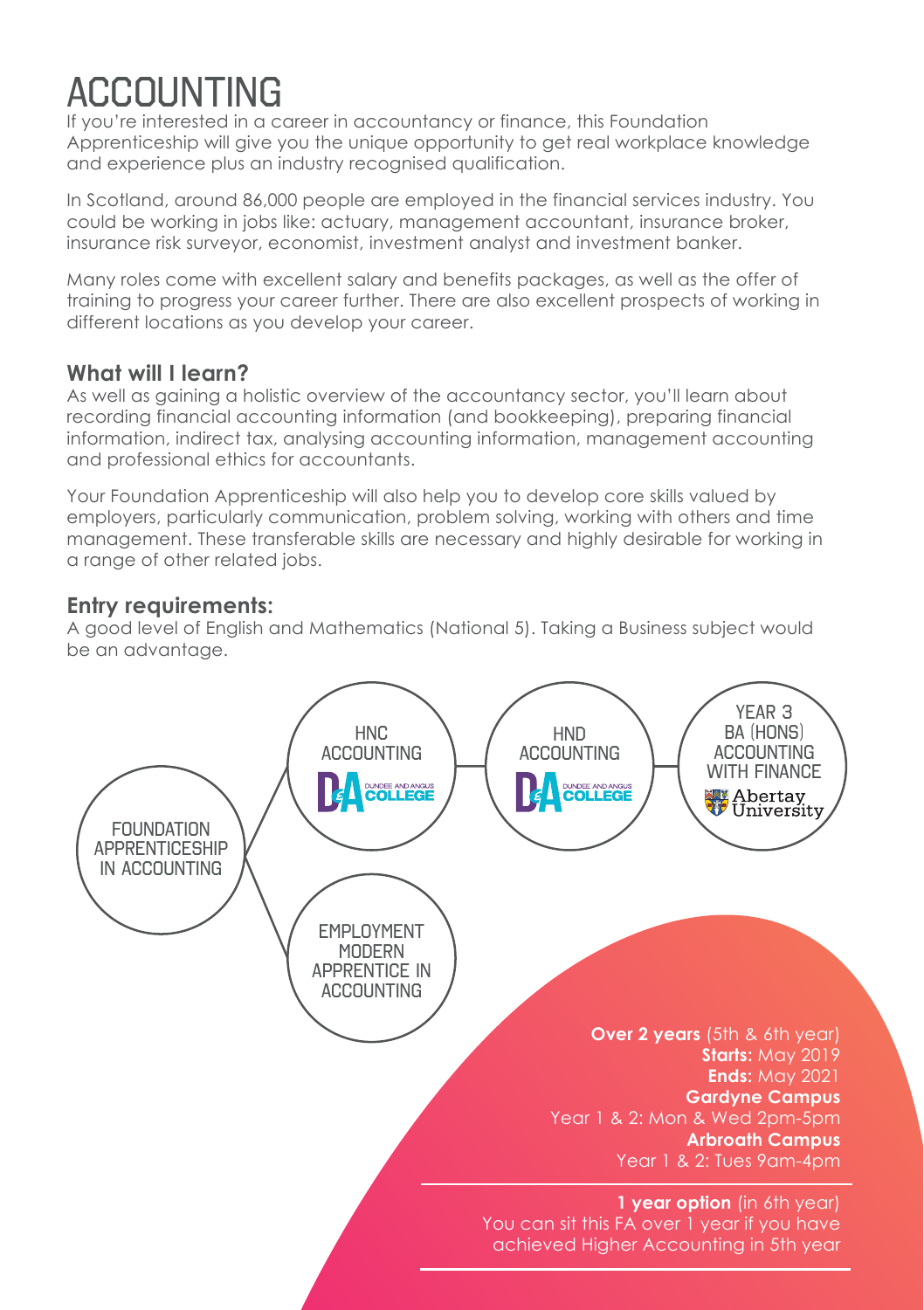# ACCOUNTING

If you're interested in a career in accountancy or finance, this Foundation Apprenticeship will give you the unique opportunity to get real workplace knowledge and experience plus an industry recognised qualification.

In Scotland, around 86,000 people are employed in the financial services industry. You could be working in jobs like: actuary, management accountant, insurance broker, insurance risk surveyor, economist, investment analyst and investment banker.

Many roles come with excellent salary and benefits packages, as well as the offer of training to progress your career further. There are also excellent prospects of working in different locations as you develop your career.

## What will I learn?

As well as gaining a holistic overview of the accountancy sector, you'll learn about recording financial accounting information (and bookkeeping), preparing financial information, indirect tax, analysing accounting information, management accounting and professional ethics for accountants.

Your Foundation Apprenticeship will also help you to develop core skills valued by employers, particularly communication, problem solving, working with others and time management. These transferable skills are necessary and highly desirable for working in a range of other related jobs.

## Entry requirements:

A good level of English and Mathematics (National 5). Taking a Business subject would be an advantage.

FOUNDATION APPRENTICESHIP IN ACCOUNTING

- HNC ACCOUNTING (Dundee and Angus College) → HND ACCOUNTING (Dundee and Angus College) → YEAR 3 BA (HONS) ACCOUNTING WITH FINANCE (Abertay University)
- EMPLOYMENT MODERN APPRENTICE IN ACCOUNTING

**Over 2 years** (5th & 6th year)
**Starts:** May 2019
**Ends:** May 2021
**Gardyne Campus**
Year 1 & 2: Mon & Wed 2pm-5pm
**Arbroath Campus**
Year 1 & 2: Tues 9am-4pm

**1 year option** (in 6th year)
You can sit this FA over 1 year if you have achieved Higher Accounting in 5th year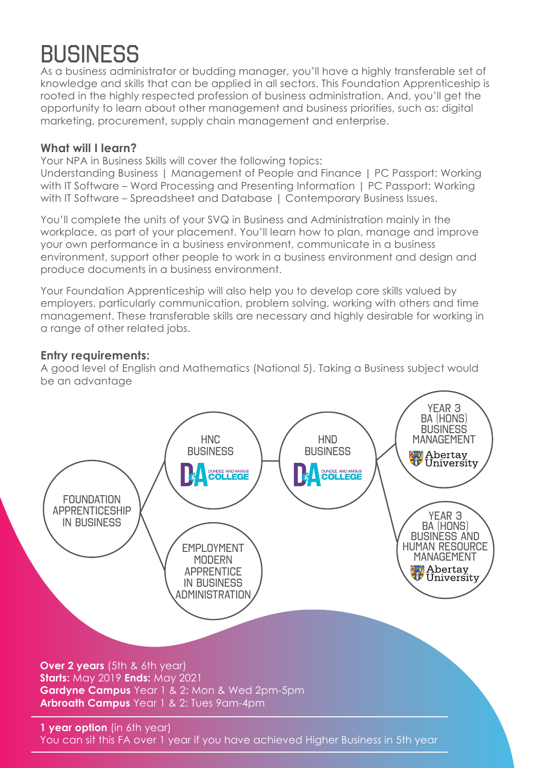# BUSINESS

As a business administrator or budding manager, you'll have a highly transferable set of knowledge and skills that can be applied in all sectors. This Foundation Apprenticeship is rooted in the highly respected profession of business administration. And, you'll get the opportunity to learn about other management and business priorities, such as: digital marketing, procurement, supply chain management and enterprise.

**What will I learn?**

Your NPA in Business Skills will cover the following topics:
Understanding Business | Management of People and Finance | PC Passport: Working with IT Software – Word Processing and Presenting Information | PC Passport: Working with IT Software – Spreadsheet and Database | Contemporary Business Issues.

You'll complete the units of your SVQ in Business and Administration mainly in the workplace, as part of your placement. You'll learn how to plan, manage and improve your own performance in a business environment, communicate in a business environment, support other people to work in a business environment and design and produce documents in a business environment.

Your Foundation Apprenticeship will also help you to develop core skills valued by employers, particularly communication, problem solving, working with others and time management. These transferable skills are necessary and highly desirable for working in a range of other related jobs.

**Entry requirements:**

A good level of English and Mathematics (National 5). Taking a Business subject would be an advantage

FOUNDATION APPRENTICESHIP IN BUSINESS

HNC BUSINESS – Dundee and Angus College

EMPLOYMENT MODERN APPRENTICE IN BUSINESS ADMINISTRATION

HND BUSINESS – Dundee and Angus College

YEAR 3 BA (HONS) BUSINESS MANAGEMENT – Abertay University

YEAR 3 BA (HONS) BUSINESS AND HUMAN RESOURCE MANAGEMENT – Abertay University

**Over 2 years** (5th & 6th year)
**Starts:** May 2019 **Ends:** May 2021
**Gardyne Campus** Year 1 & 2: Mon & Wed 2pm-5pm
**Arbroath Campus** Year 1 & 2: Tues 9am-4pm

**1 year option** (in 6th year)
You can sit this FA over 1 year if you have achieved Higher Business in 5th year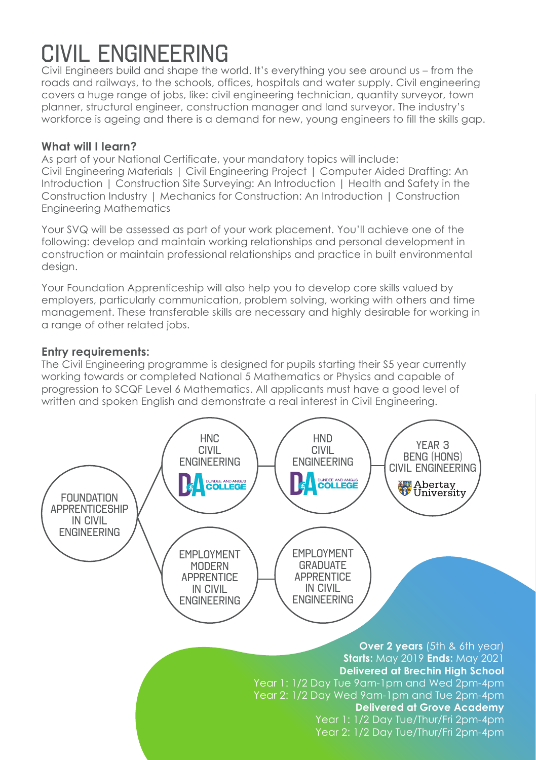# CIVIL ENGINEERING

Civil Engineers build and shape the world. It's everything you see around us – from the roads and railways, to the schools, offices, hospitals and water supply. Civil engineering covers a huge range of jobs, like: civil engineering technician, quantity surveyor, town planner, structural engineer, construction manager and land surveyor. The industry's workforce is ageing and there is a demand for new, young engineers to fill the skills gap.

### What will I learn?

As part of your National Certificate, your mandatory topics will include: Civil Engineering Materials | Civil Engineering Project | Computer Aided Drafting: An Introduction | Construction Site Surveying: An Introduction | Health and Safety in the Construction Industry | Mechanics for Construction: An Introduction | Construction Engineering Mathematics

Your SVQ will be assessed as part of your work placement. You'll achieve one of the following: develop and maintain working relationships and personal development in construction or maintain professional relationships and practice in built environmental design.

Your Foundation Apprenticeship will also help you to develop core skills valued by employers, particularly communication, problem solving, working with others and time management. These transferable skills are necessary and highly desirable for working in a range of other related jobs.

### Entry requirements:

The Civil Engineering programme is designed for pupils starting their S5 year currently working towards or completed National 5 Mathematics or Physics and capable of progression to SCQF Level 6 Mathematics. All applicants must have a good level of written and spoken English and demonstrate a real interest in Civil Engineering.

FOUNDATION APPRENTICESHIP IN CIVIL ENGINEERING

- HNC CIVIL ENGINEERING (Dundee and Angus College) → HND CIVIL ENGINEERING (Dundee and Angus College) → YEAR 3 BENG (HONS) CIVIL ENGINEERING (Abertay University)
- EMPLOYMENT MODERN APPRENTICE IN CIVIL ENGINEERING → EMPLOYMENT GRADUATE APPRENTICE IN CIVIL ENGINEERING

**Over 2 years** (5th & 6th year)
**Starts:** May 2019 **Ends:** May 2021
**Delivered at Brechin High School**
Year 1: 1/2 Day Tue 9am-1pm and Wed 2pm-4pm
Year 2: 1/2 Day Wed 9am-1pm and Tue 2pm-4pm
**Delivered at Grove Academy**
Year 1: 1/2 Day Tue/Thur/Fri 2pm-4pm
Year 2: 1/2 Day Tue/Thur/Fri 2pm-4pm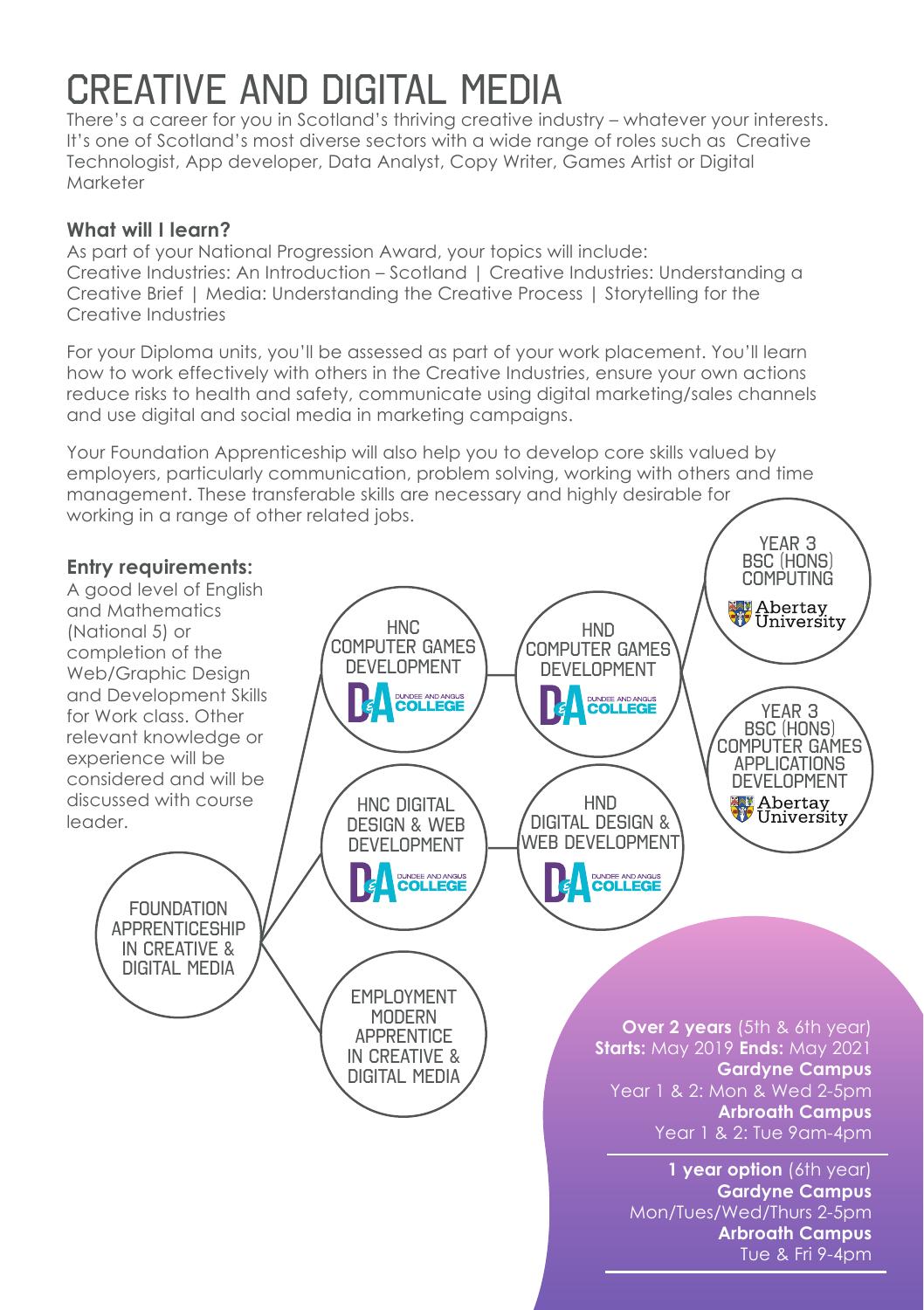# CREATIVE AND DIGITAL MEDIA

There's a career for you in Scotland's thriving creative industry – whatever your interests. It's one of Scotland's most diverse sectors with a wide range of roles such as Creative Technologist, App developer, Data Analyst, Copy Writer, Games Artist or Digital Marketer

**What will I learn?**

As part of your National Progression Award, your topics will include: Creative Industries: An Introduction – Scotland | Creative Industries: Understanding a Creative Brief | Media: Understanding the Creative Process | Storytelling for the Creative Industries

For your Diploma units, you'll be assessed as part of your work placement. You'll learn how to work effectively with others in the Creative Industries, ensure your own actions reduce risks to health and safety, communicate using digital marketing/sales channels and use digital and social media in marketing campaigns.

Your Foundation Apprenticeship will also help you to develop core skills valued by employers, particularly communication, problem solving, working with others and time management. These transferable skills are necessary and highly desirable for working in a range of other related jobs.

**Entry requirements:**

A good level of English and Mathematics (National 5) or completion of the Web/Graphic Design and Development Skills for Work class. Other relevant knowledge or experience will be considered and will be discussed with course leader.

FOUNDATION APPRENTICESHIP IN CREATIVE & DIGITAL MEDIA

- HNC COMPUTER GAMES DEVELOPMENT (Dundee and Angus College)
  - HND COMPUTER GAMES DEVELOPMENT (Dundee and Angus College)
    - YEAR 3 BSC (HONS) COMPUTING (Abertay University)
    - YEAR 3 BSC (HONS) COMPUTER GAMES APPLICATIONS DEVELOPMENT (Abertay University)
- HNC DIGITAL DESIGN & WEB DEVELOPMENT (Dundee and Angus College)
  - HND DIGITAL DESIGN & WEB DEVELOPMENT (Dundee and Angus College)
- EMPLOYMENT MODERN APPRENTICE IN CREATIVE & DIGITAL MEDIA

**Over 2 years** (5th & 6th year)
**Starts:** May 2019 **Ends:** May 2021
**Gardyne Campus**
Year 1 & 2: Mon & Wed 2-5pm
**Arbroath Campus**
Year 1 & 2: Tue 9am-4pm

**1 year option** (6th year)
**Gardyne Campus**
Mon/Tues/Wed/Thurs 2-5pm
**Arbroath Campus**
Tue & Fri 9-4pm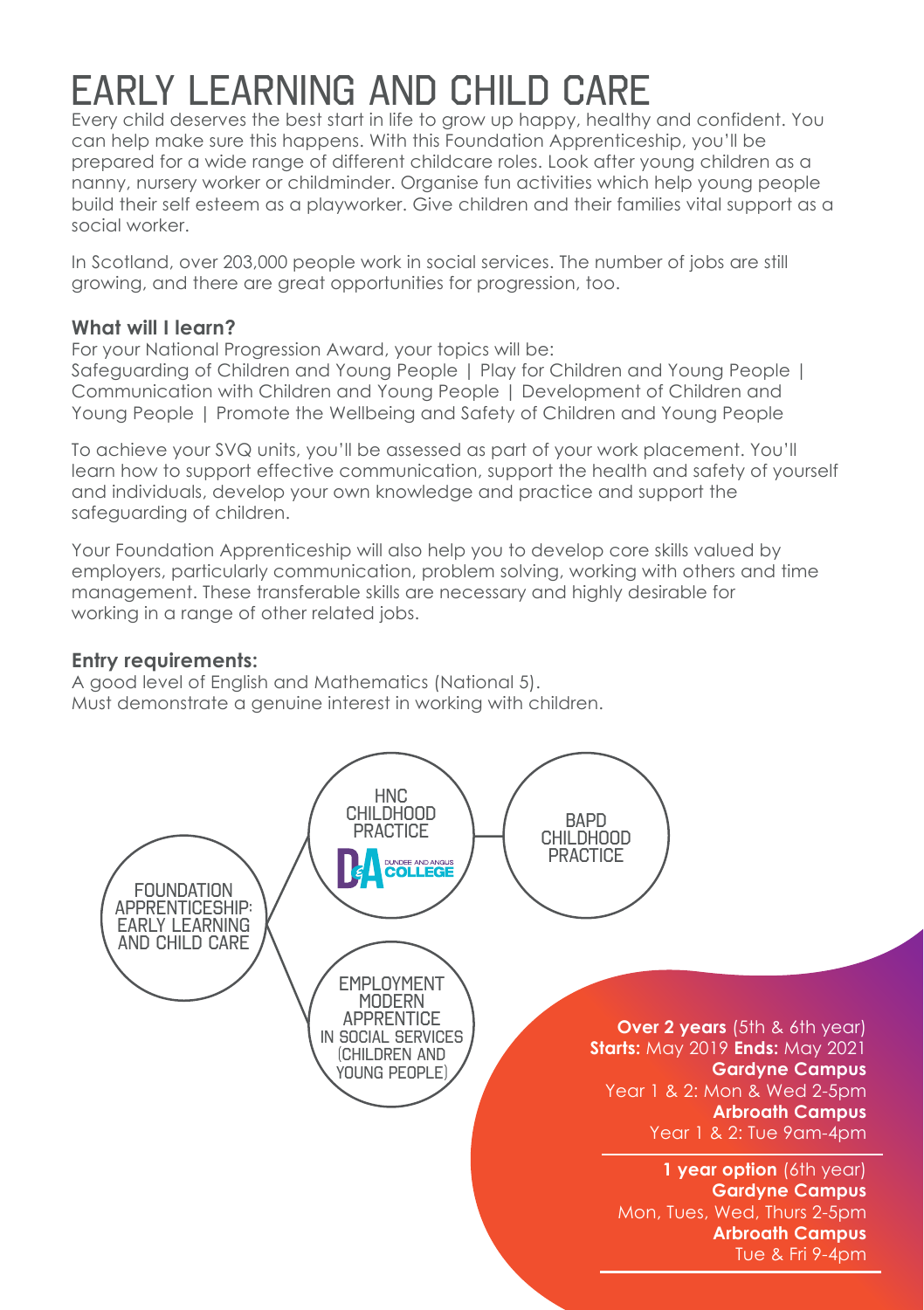# EARLY LEARNING AND CHILD CARE

Every child deserves the best start in life to grow up happy, healthy and confident. You can help make sure this happens. With this Foundation Apprenticeship, you'll be prepared for a wide range of different childcare roles. Look after young children as a nanny, nursery worker or childminder. Organise fun activities which help young people build their self esteem as a playworker. Give children and their families vital support as a social worker.

In Scotland, over 203,000 people work in social services. The number of jobs are still growing, and there are great opportunities for progression, too.

### What will I learn?

For your National Progression Award, your topics will be:
Safeguarding of Children and Young People | Play for Children and Young People | Communication with Children and Young People | Development of Children and Young People | Promote the Wellbeing and Safety of Children and Young People

To achieve your SVQ units, you'll be assessed as part of your work placement. You'll learn how to support effective communication, support the health and safety of yourself and individuals, develop your own knowledge and practice and support the safeguarding of children.

Your Foundation Apprenticeship will also help you to develop core skills valued by employers, particularly communication, problem solving, working with others and time management. These transferable skills are necessary and highly desirable for working in a range of other related jobs.

### Entry requirements:

A good level of English and Mathematics (National 5).
Must demonstrate a genuine interest in working with children.

FOUNDATION APPRENTICESHIP: EARLY LEARNING AND CHILD CARE

HNC CHILDHOOD PRACTICE (Dundee and Angus College)

BAPD CHILDHOOD PRACTICE

EMPLOYMENT MODERN APPRENTICE IN SOCIAL SERVICES (CHILDREN AND YOUNG PEOPLE)

**Over 2 years** (5th & 6th year)
**Starts:** May 2019 **Ends:** May 2021
**Gardyne Campus**
Year 1 & 2: Mon & Wed 2-5pm
**Arbroath Campus**
Year 1 & 2: Tue 9am-4pm

**1 year option** (6th year)
**Gardyne Campus**
Mon, Tues, Wed, Thurs 2-5pm
**Arbroath Campus**
Tue & Fri 9-4pm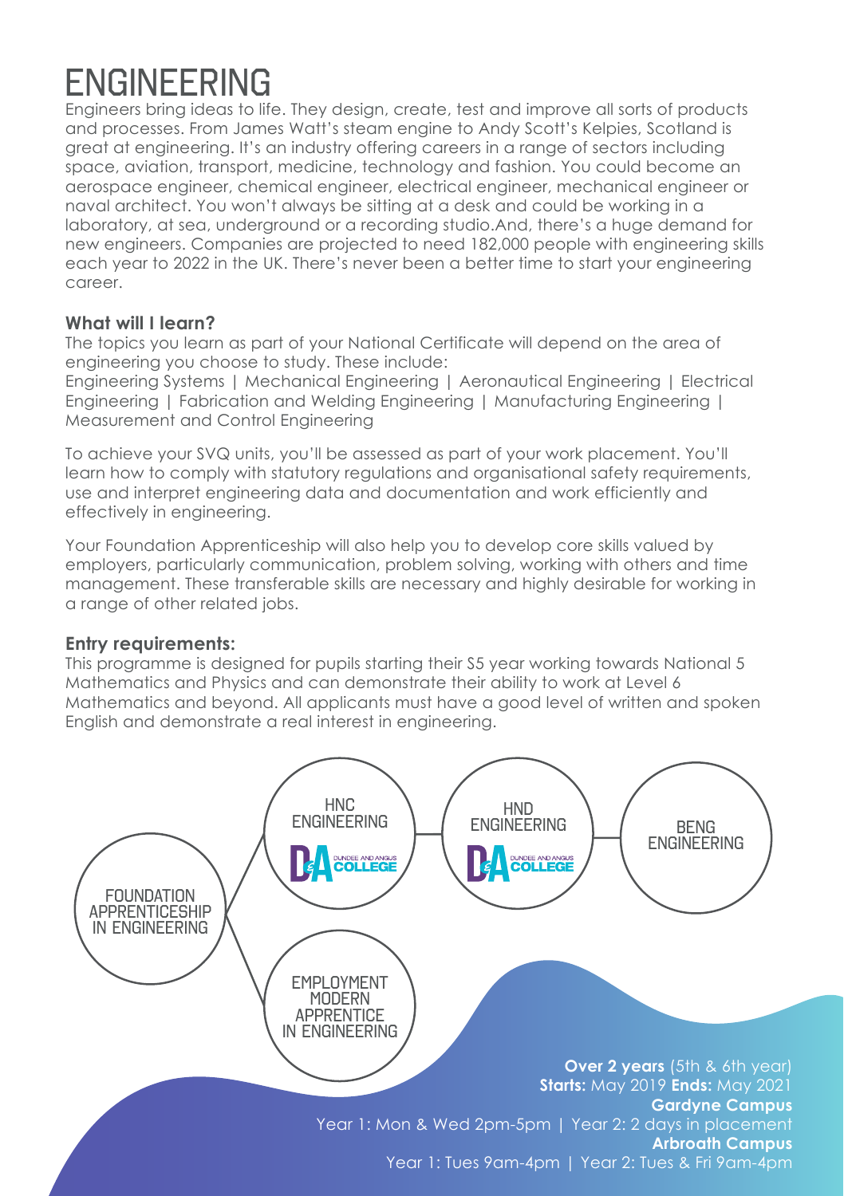# ENGINEERING

Engineers bring ideas to life. They design, create, test and improve all sorts of products and processes. From James Watt's steam engine to Andy Scott's Kelpies, Scotland is great at engineering. It's an industry offering careers in a range of sectors including space, aviation, transport, medicine, technology and fashion. You could become an aerospace engineer, chemical engineer, electrical engineer, mechanical engineer or naval architect. You won't always be sitting at a desk and could be working in a laboratory, at sea, underground or a recording studio.And, there's a huge demand for new engineers. Companies are projected to need 182,000 people with engineering skills each year to 2022 in the UK. There's never been a better time to start your engineering career.

### What will I learn?

The topics you learn as part of your National Certificate will depend on the area of engineering you choose to study. These include:
Engineering Systems | Mechanical Engineering | Aeronautical Engineering | Electrical Engineering | Fabrication and Welding Engineering | Manufacturing Engineering | Measurement and Control Engineering

To achieve your SVQ units, you'll be assessed as part of your work placement. You'll learn how to comply with statutory regulations and organisational safety requirements, use and interpret engineering data and documentation and work efficiently and effectively in engineering.

Your Foundation Apprenticeship will also help you to develop core skills valued by employers, particularly communication, problem solving, working with others and time management. These transferable skills are necessary and highly desirable for working in a range of other related jobs.

### Entry requirements:

This programme is designed for pupils starting their S5 year working towards National 5 Mathematics and Physics and can demonstrate their ability to work at Level 6 Mathematics and beyond. All applicants must have a good level of written and spoken English and demonstrate a real interest in engineering.

FOUNDATION APPRENTICESHIP IN ENGINEERING

HNC ENGINEERING (Dundee and Angus College)

HND ENGINEERING (Dundee and Angus College)

BENG ENGINEERING

EMPLOYMENT MODERN APPRENTICE IN ENGINEERING

**Over 2 years** (5th & 6th year)
**Starts:** May 2019 **Ends:** May 2021

**Gardyne Campus**
Year 1: Mon & Wed 2pm-5pm | Year 2: 2 days in placement

**Arbroath Campus**
Year 1: Tues 9am-4pm | Year 2: Tues & Fri 9am-4pm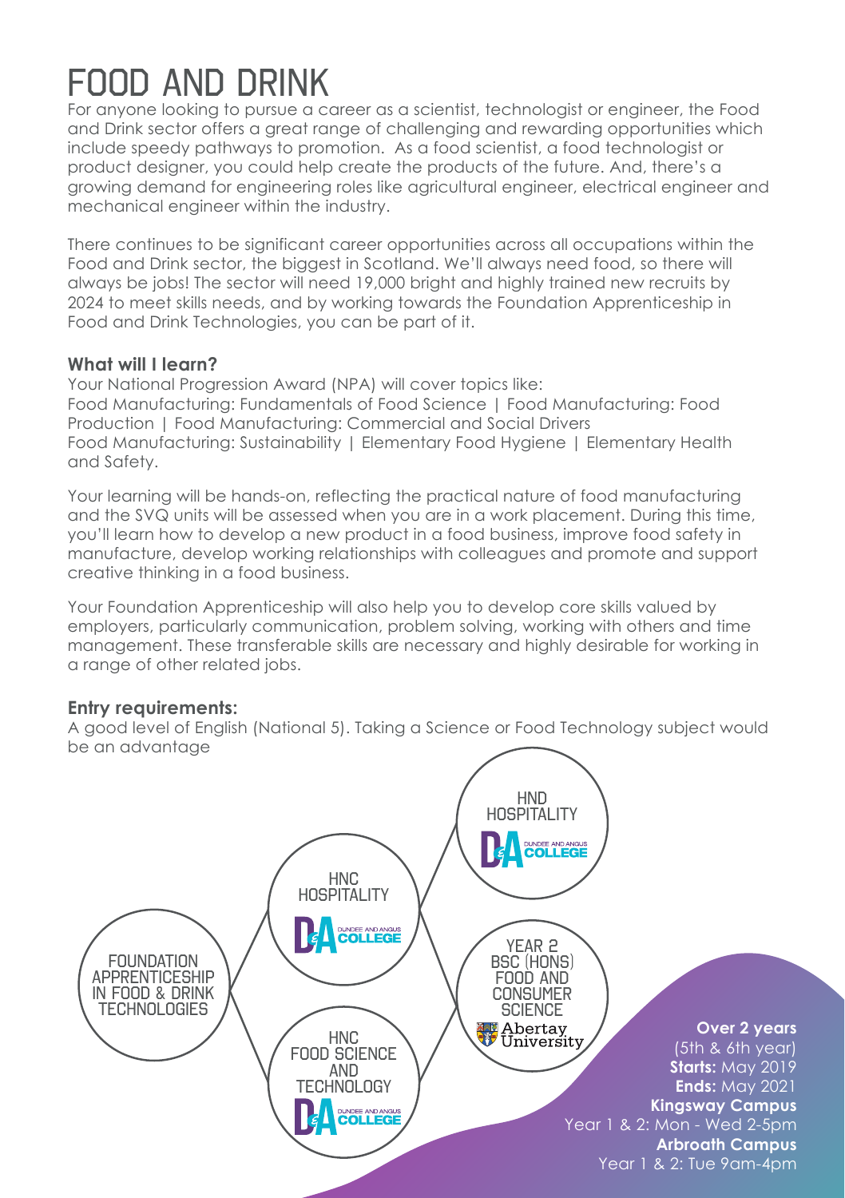# FOOD AND DRINK

For anyone looking to pursue a career as a scientist, technologist or engineer, the Food and Drink sector offers a great range of challenging and rewarding opportunities which include speedy pathways to promotion. As a food scientist, a food technologist or product designer, you could help create the products of the future. And, there's a growing demand for engineering roles like agricultural engineer, electrical engineer and mechanical engineer within the industry.

There continues to be significant career opportunities across all occupations within the Food and Drink sector, the biggest in Scotland. We'll always need food, so there will always be jobs! The sector will need 19,000 bright and highly trained new recruits by 2024 to meet skills needs, and by working towards the Foundation Apprenticeship in Food and Drink Technologies, you can be part of it.

### What will I learn?

Your National Progression Award (NPA) will cover topics like:
Food Manufacturing: Fundamentals of Food Science | Food Manufacturing: Food Production | Food Manufacturing: Commercial and Social Drivers
Food Manufacturing: Sustainability | Elementary Food Hygiene | Elementary Health and Safety.

Your learning will be hands-on, reflecting the practical nature of food manufacturing and the SVQ units will be assessed when you are in a work placement. During this time, you'll learn how to develop a new product in a food business, improve food safety in manufacture, develop working relationships with colleagues and promote and support creative thinking in a food business.

Your Foundation Apprenticeship will also help you to develop core skills valued by employers, particularly communication, problem solving, working with others and time management. These transferable skills are necessary and highly desirable for working in a range of other related jobs.

### Entry requirements:

A good level of English (National 5). Taking a Science or Food Technology subject would be an advantage

FOUNDATION APPRENTICESHIP IN FOOD & DRINK TECHNOLOGIES

HNC HOSPITALITY – Dundee and Angus College

HNC FOOD SCIENCE AND TECHNOLOGY – Dundee and Angus College

HND HOSPITALITY – Dundee and Angus College

YEAR 2 BSC (HONS) FOOD AND CONSUMER SCIENCE – Abertay University

**Over 2 years**
(5th & 6th year)
**Starts:** May 2019
**Ends:** May 2021
**Kingsway Campus**
Year 1 & 2: Mon - Wed 2-5pm
**Arbroath Campus**
Year 1 & 2: Tue 9am-4pm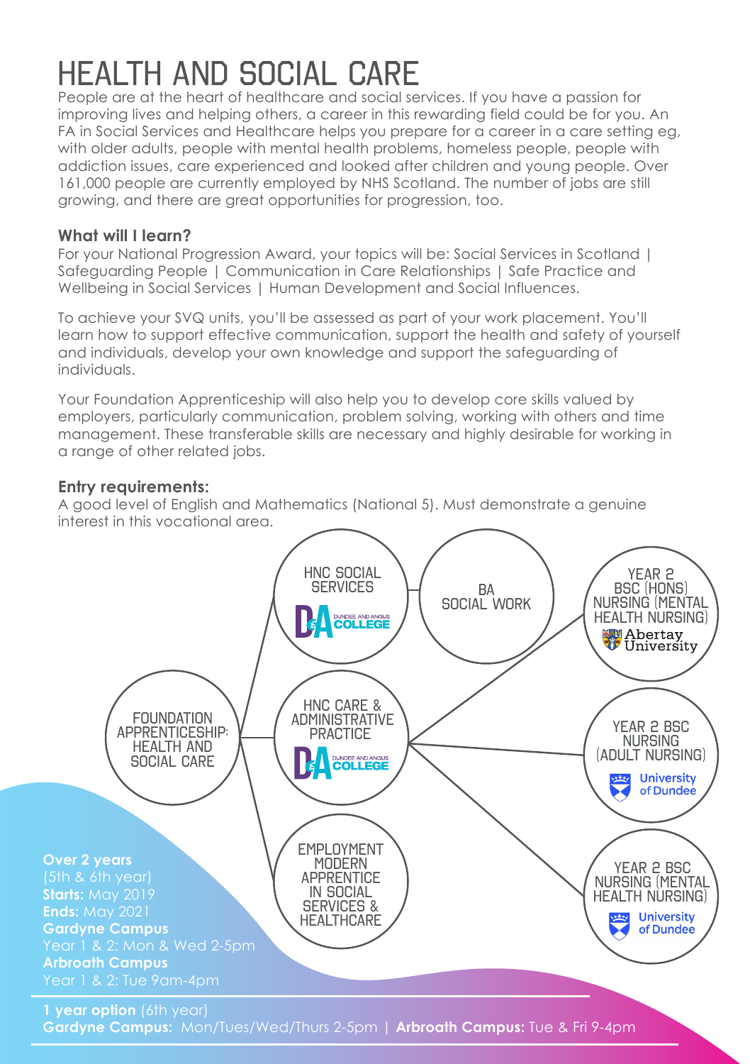# HEALTH AND SOCIAL CARE

People are at the heart of healthcare and social services. If you have a passion for improving lives and helping others, a career in this rewarding field could be for you. An FA in Social Services and Healthcare helps you prepare for a career in a care setting eg, with older adults, people with mental health problems, homeless people, people with addiction issues, care experienced and looked after children and young people. Over 161,000 people are currently employed by NHS Scotland. The number of jobs are still growing, and there are great opportunities for progression, too.

**What will I learn?**

For your National Progression Award, your topics will be: Social Services in Scotland | Safeguarding People | Communication in Care Relationships | Safe Practice and Wellbeing in Social Services | Human Development and Social Influences.

To achieve your SVQ units, you'll be assessed as part of your work placement. You'll learn how to support effective communication, support the health and safety of yourself and individuals, develop your own knowledge and support the safeguarding of individuals.

Your Foundation Apprenticeship will also help you to develop core skills valued by employers, particularly communication, problem solving, working with others and time management. These transferable skills are necessary and highly desirable for working in a range of other related jobs.

**Entry requirements:**

A good level of English and Mathematics (National 5). Must demonstrate a genuine interest in this vocational area.

- FOUNDATION APPRENTICESHIP: HEALTH AND SOCIAL CARE
  - HNC SOCIAL SERVICES (Dundee and Angus College)
    - BA SOCIAL WORK
  - HNC CARE & ADMINISTRATIVE PRACTICE (Dundee and Angus College)
    - YEAR 2 BSC (HONS) NURSING (MENTAL HEALTH NURSING) (Abertay University)
    - YEAR 2 BSC NURSING (ADULT NURSING) (University of Dundee)
    - YEAR 2 BSC NURSING (MENTAL HEALTH NURSING) (University of Dundee)
  - EMPLOYMENT MODERN APPRENTICE IN SOCIAL SERVICES & HEALTHCARE

**Over 2 years**
(5th & 6th year)
**Starts:** May 2019
**Ends:** May 2021
**Gardyne Campus**
Year 1 & 2: Mon & Wed 2-5pm
**Arbroath Campus**
Year 1 & 2: Tue 9am-4pm

**1 year option** (6th year)
**Gardyne Campus:** Mon/Tues/Wed/Thurs 2-5pm | **Arbroath Campus:** Tue & Fri 9-4pm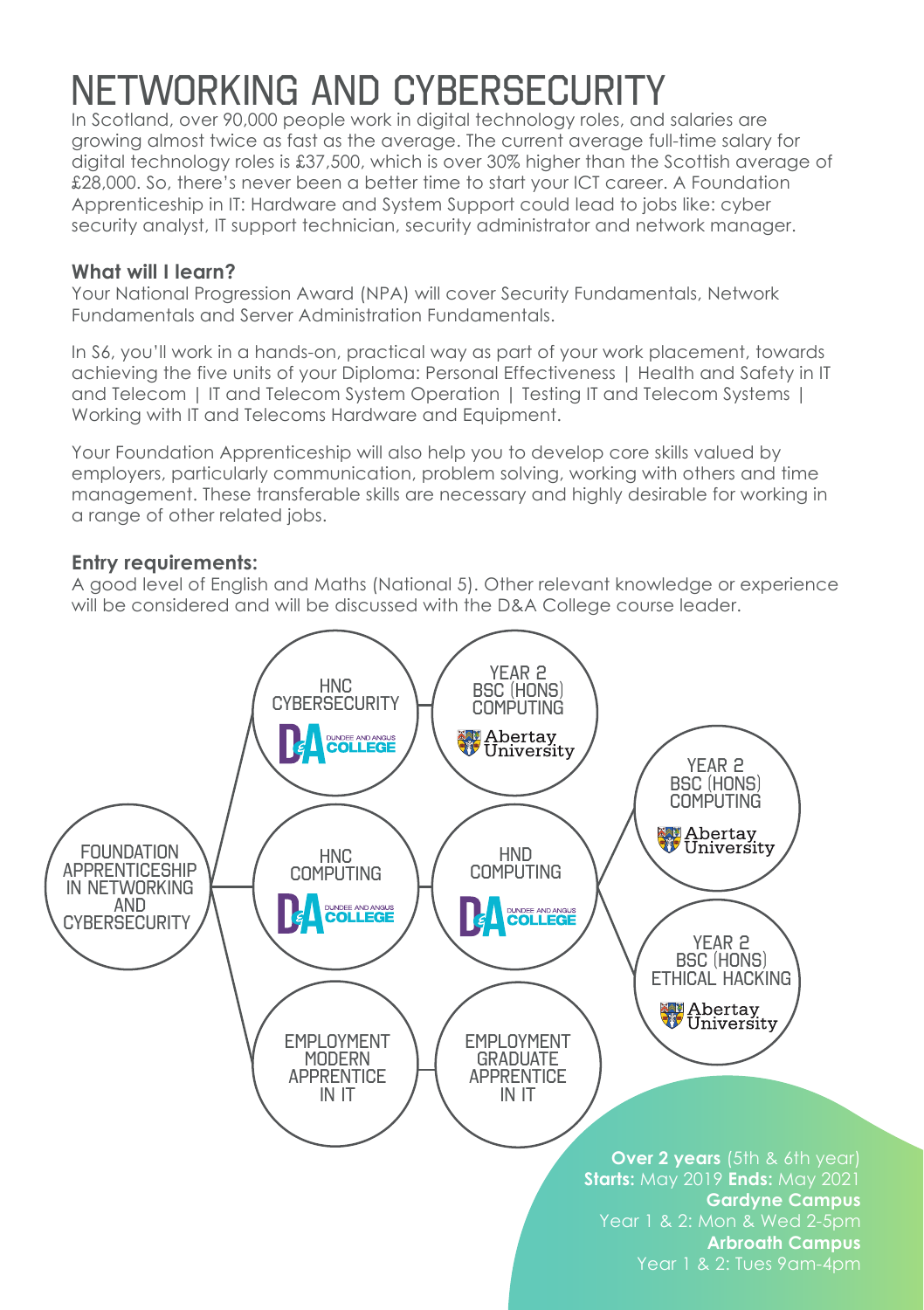# NETWORKING AND CYBERSECURITY

In Scotland, over 90,000 people work in digital technology roles, and salaries are growing almost twice as fast as the average. The current average full-time salary for digital technology roles is £37,500, which is over 30% higher than the Scottish average of £28,000. So, there's never been a better time to start your ICT career. A Foundation Apprenticeship in IT: Hardware and System Support could lead to jobs like: cyber security analyst, IT support technician, security administrator and network manager.

### What will I learn?

Your National Progression Award (NPA) will cover Security Fundamentals, Network Fundamentals and Server Administration Fundamentals.

In S6, you'll work in a hands-on, practical way as part of your work placement, towards achieving the five units of your Diploma: Personal Effectiveness | Health and Safety in IT and Telecom | IT and Telecom System Operation | Testing IT and Telecom Systems | Working with IT and Telecoms Hardware and Equipment.

Your Foundation Apprenticeship will also help you to develop core skills valued by employers, particularly communication, problem solving, working with others and time management. These transferable skills are necessary and highly desirable for working in a range of other related jobs.

### Entry requirements:

A good level of English and Maths (National 5). Other relevant knowledge or experience will be considered and will be discussed with the D&A College course leader.

FOUNDATION APPRENTICESHIP IN NETWORKING AND CYBERSECURITY

- HNC CYBERSECURITY (Dundee and Angus College) → YEAR 2 BSC (HONS) COMPUTING (Abertay University)
- HNC COMPUTING (Dundee and Angus College) → HND COMPUTING (Dundee and Angus College) → YEAR 2 BSC (HONS) COMPUTING (Abertay University) / YEAR 2 BSC (HONS) ETHICAL HACKING (Abertay University)
- EMPLOYMENT MODERN APPRENTICE IN IT → EMPLOYMENT GRADUATE APPRENTICE IN IT

**Over 2 years** (5th & 6th year)
**Starts:** May 2019 **Ends:** May 2021
**Gardyne Campus**
Year 1 & 2: Mon & Wed 2-5pm
**Arbroath Campus**
Year 1 & 2: Tues 9am-4pm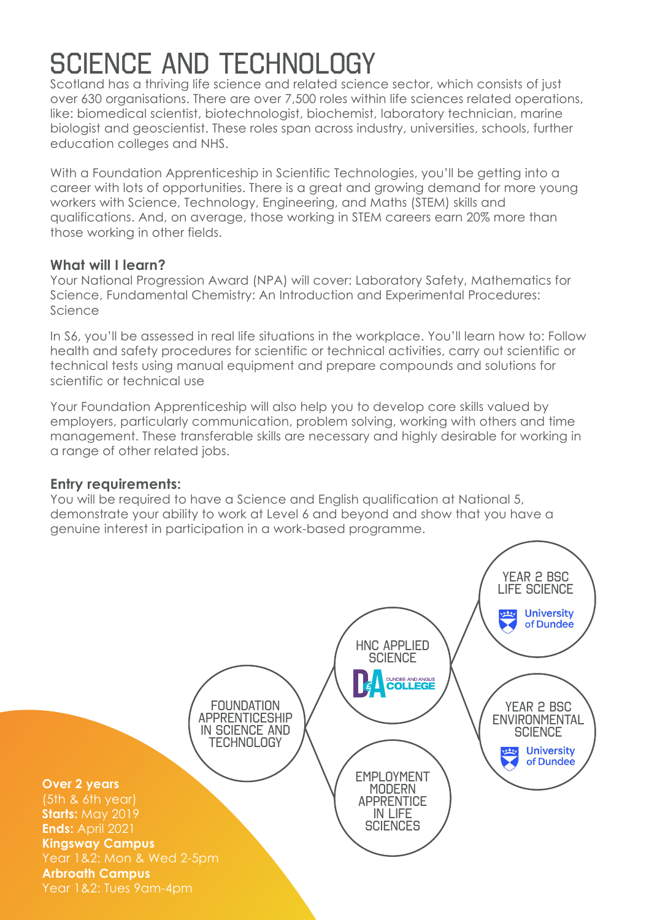# SCIENCE AND TECHNOLOGY

Scotland has a thriving life science and related science sector, which consists of just over 630 organisations. There are over 7,500 roles within life sciences related operations, like: biomedical scientist, biotechnologist, biochemist, laboratory technician, marine biologist and geoscientist. These roles span across industry, universities, schools, further education colleges and NHS.

With a Foundation Apprenticeship in Scientific Technologies, you'll be getting into a career with lots of opportunities. There is a great and growing demand for more young workers with Science, Technology, Engineering, and Maths (STEM) skills and qualifications. And, on average, those working in STEM careers earn 20% more than those working in other fields.

**What will I learn?**

Your National Progression Award (NPA) will cover: Laboratory Safety, Mathematics for Science, Fundamental Chemistry: An Introduction and Experimental Procedures: Science

In S6, you'll be assessed in real life situations in the workplace. You'll learn how to: Follow health and safety procedures for scientific or technical activities, carry out scientific or technical tests using manual equipment and prepare compounds and solutions for scientific or technical use

Your Foundation Apprenticeship will also help you to develop core skills valued by employers, particularly communication, problem solving, working with others and time management. These transferable skills are necessary and highly desirable for working in a range of other related jobs.

**Entry requirements:**

You will be required to have a Science and English qualification at National 5, demonstrate your ability to work at Level 6 and beyond and show that you have a genuine interest in participation in a work-based programme.

FOUNDATION APPRENTICESHIP IN SCIENCE AND TECHNOLOGY

- HNC APPLIED SCIENCE (Dundee and Angus College)
  - YEAR 2 BSC LIFE SCIENCE (University of Dundee)
  - YEAR 2 BSC ENVIRONMENTAL SCIENCE (University of Dundee)
- EMPLOYMENT MODERN APPRENTICE IN LIFE SCIENCES

**Over 2 years**
(5th & 6th year)
**Starts:** May 2019
**Ends:** April 2021
**Kingsway Campus**
Year 1&2: Mon & Wed 2-5pm
**Arbroath Campus**
Year 1&2: Tues 9am-4pm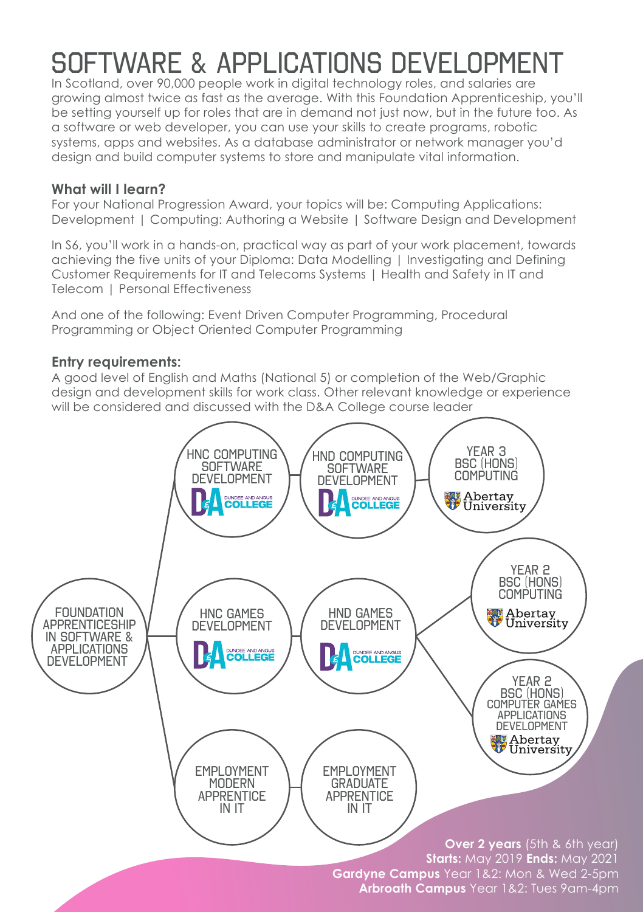# SOFTWARE & APPLICATIONS DEVELOPMENT

In Scotland, over 90,000 people work in digital technology roles, and salaries are growing almost twice as fast as the average. With this Foundation Apprenticeship, you'll be setting yourself up for roles that are in demand not just now, but in the future too. As a software or web developer, you can use your skills to create programs, robotic systems, apps and websites. As a database administrator or network manager you'd design and build computer systems to store and manipulate vital information.

**What will I learn?**

For your National Progression Award, your topics will be: Computing Applications: Development | Computing: Authoring a Website | Software Design and Development

In S6, you'll work in a hands-on, practical way as part of your work placement, towards achieving the five units of your Diploma: Data Modelling | Investigating and Defining Customer Requirements for IT and Telecoms Systems | Health and Safety in IT and Telecom | Personal Effectiveness

And one of the following: Event Driven Computer Programming, Procedural Programming or Object Oriented Computer Programming

**Entry requirements:**

A good level of English and Maths (National 5) or completion of the Web/Graphic design and development skills for work class. Other relevant knowledge or experience will be considered and discussed with the D&A College course leader

FOUNDATION APPRENTICESHIP IN SOFTWARE & APPLICATIONS DEVELOPMENT

- HNC COMPUTING SOFTWARE DEVELOPMENT (Dundee and Angus College) → HND COMPUTING SOFTWARE DEVELOPMENT (Dundee and Angus College) → YEAR 3 BSC (HONS) COMPUTING (Abertay University)
- HNC GAMES DEVELOPMENT (Dundee and Angus College) → HND GAMES DEVELOPMENT (Dundee and Angus College) → YEAR 2 BSC (HONS) COMPUTING (Abertay University) / YEAR 2 BSC (HONS) COMPUTER GAMES APPLICATIONS DEVELOPMENT (Abertay University)
- EMPLOYMENT MODERN APPRENTICE IN IT → EMPLOYMENT GRADUATE APPRENTICE IN IT

**Over 2 years** (5th & 6th year)
**Starts:** May 2019 **Ends:** May 2021
**Gardyne Campus** Year 1&2: Mon & Wed 2-5pm
**Arbroath Campus** Year 1&2: Tues 9am-4pm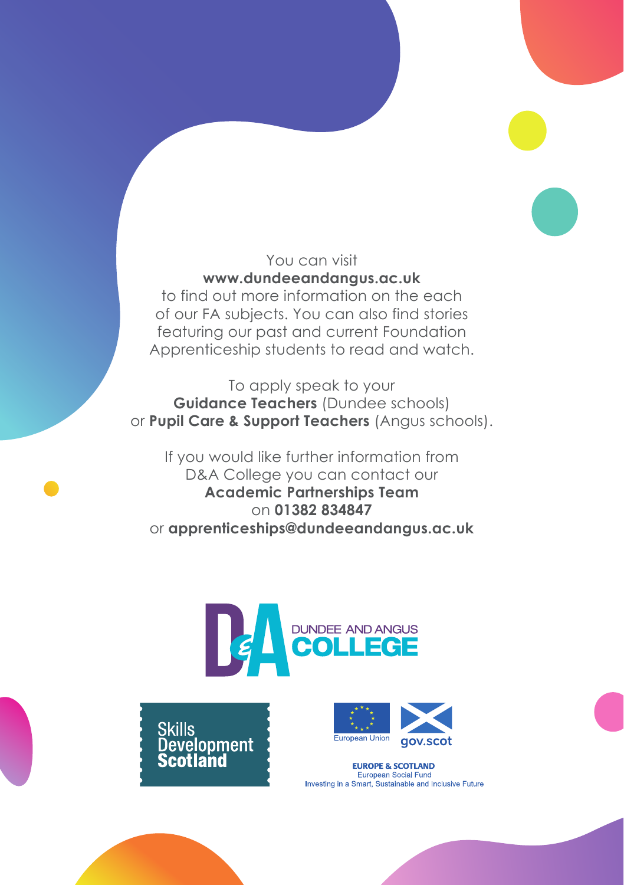You can visit
**www.dundeeandangus.ac.uk**
to find out more information on the each of our FA subjects. You can also find stories featuring our past and current Foundation Apprenticeship students to read and watch.

To apply speak to your
**Guidance Teachers** (Dundee schools)
or **Pupil Care & Support Teachers** (Angus schools).

If you would like further information from D&A College you can contact our
**Academic Partnerships Team**
on **01382 834847**
or **apprenticeships@dundeeandangus.ac.uk**

DUNDEE AND ANGUS COLLEGE

Skills Development Scotland

European Union

gov.scot

**EUROPE & SCOTLAND**
European Social Fund
Investing in a Smart, Sustainable and Inclusive Future